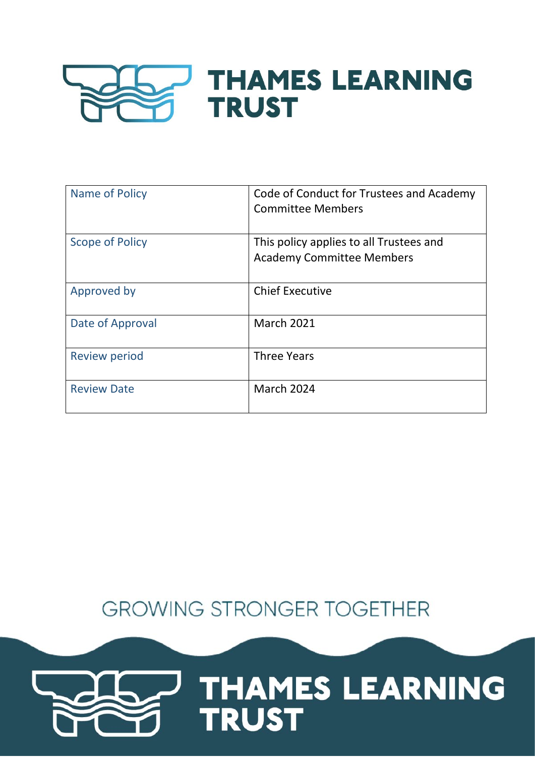# THAMES LEARNING TRUST

| Name of Policy | Code of Conduct for Trustees and Academy Committee Members |
|---|---|
| Scope of Policy | This policy applies to all Trustees and Academy Committee Members |
| Approved by | Chief Executive |
| Date of Approval | March 2021 |
| Review period | Three Years |
| Review Date | March 2024 |

GROWING STRONGER TOGETHER

THAMES LEARNING TRUST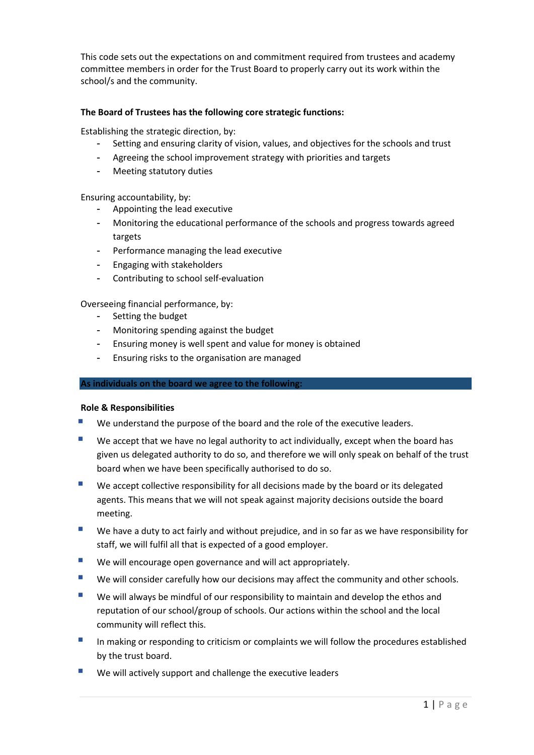This code sets out the expectations on and commitment required from trustees and academy committee members in order for the Trust Board to properly carry out its work within the school/s and the community.

**The Board of Trustees has the following core strategic functions:**

Establishing the strategic direction, by:

- Setting and ensuring clarity of vision, values, and objectives for the schools and trust
- Agreeing the school improvement strategy with priorities and targets
- Meeting statutory duties

Ensuring accountability, by:

- Appointing the lead executive
- Monitoring the educational performance of the schools and progress towards agreed targets
- Performance managing the lead executive
- Engaging with stakeholders
- Contributing to school self-evaluation

Overseeing financial performance, by:

- Setting the budget
- Monitoring spending against the budget
- Ensuring money is well spent and value for money is obtained
- Ensuring risks to the organisation are managed

**As individuals on the board we agree to the following:**

**Role & Responsibilities**

- We understand the purpose of the board and the role of the executive leaders.
- We accept that we have no legal authority to act individually, except when the board has given us delegated authority to do so, and therefore we will only speak on behalf of the trust board when we have been specifically authorised to do so.
- We accept collective responsibility for all decisions made by the board or its delegated agents. This means that we will not speak against majority decisions outside the board meeting.
- We have a duty to act fairly and without prejudice, and in so far as we have responsibility for staff, we will fulfil all that is expected of a good employer.
- We will encourage open governance and will act appropriately.
- We will consider carefully how our decisions may affect the community and other schools.
- We will always be mindful of our responsibility to maintain and develop the ethos and reputation of our school/group of schools. Our actions within the school and the local community will reflect this.
- In making or responding to criticism or complaints we will follow the procedures established by the trust board.
- We will actively support and challenge the executive leaders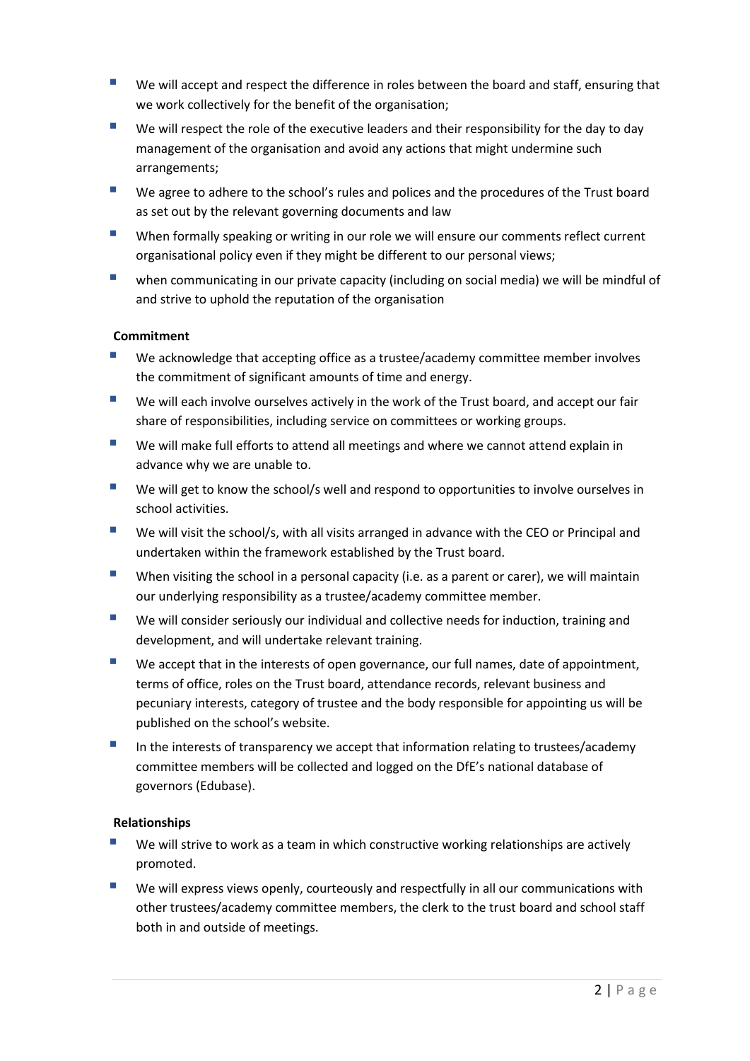- We will accept and respect the difference in roles between the board and staff, ensuring that we work collectively for the benefit of the organisation;
- We will respect the role of the executive leaders and their responsibility for the day to day management of the organisation and avoid any actions that might undermine such arrangements;
- We agree to adhere to the school's rules and polices and the procedures of the Trust board as set out by the relevant governing documents and law
- When formally speaking or writing in our role we will ensure our comments reflect current organisational policy even if they might be different to our personal views;
- when communicating in our private capacity (including on social media) we will be mindful of and strive to uphold the reputation of the organisation

**Commitment**

- We acknowledge that accepting office as a trustee/academy committee member involves the commitment of significant amounts of time and energy.
- We will each involve ourselves actively in the work of the Trust board, and accept our fair share of responsibilities, including service on committees or working groups.
- We will make full efforts to attend all meetings and where we cannot attend explain in advance why we are unable to.
- We will get to know the school/s well and respond to opportunities to involve ourselves in school activities.
- We will visit the school/s, with all visits arranged in advance with the CEO or Principal and undertaken within the framework established by the Trust board.
- When visiting the school in a personal capacity (i.e. as a parent or carer), we will maintain our underlying responsibility as a trustee/academy committee member.
- We will consider seriously our individual and collective needs for induction, training and development, and will undertake relevant training.
- We accept that in the interests of open governance, our full names, date of appointment, terms of office, roles on the Trust board, attendance records, relevant business and pecuniary interests, category of trustee and the body responsible for appointing us will be published on the school's website.
- In the interests of transparency we accept that information relating to trustees/academy committee members will be collected and logged on the DfE's national database of governors (Edubase).

**Relationships**

- We will strive to work as a team in which constructive working relationships are actively promoted.
- We will express views openly, courteously and respectfully in all our communications with other trustees/academy committee members, the clerk to the trust board and school staff both in and outside of meetings.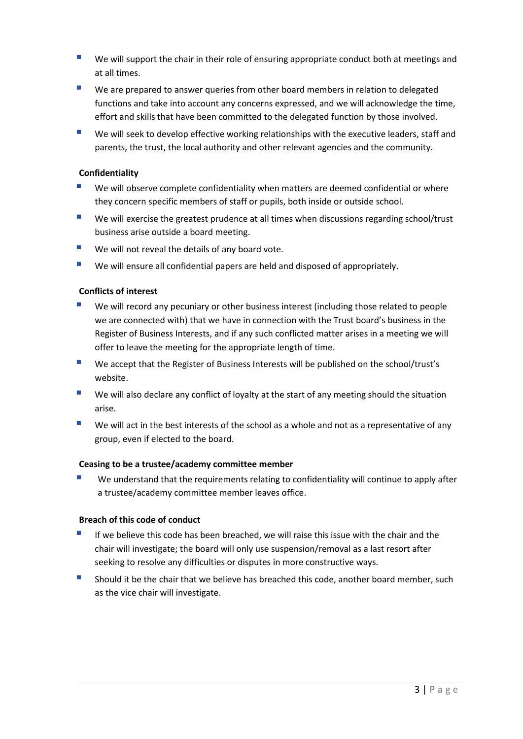- We will support the chair in their role of ensuring appropriate conduct both at meetings and at all times.
- We are prepared to answer queries from other board members in relation to delegated functions and take into account any concerns expressed, and we will acknowledge the time, effort and skills that have been committed to the delegated function by those involved.
- We will seek to develop effective working relationships with the executive leaders, staff and parents, the trust, the local authority and other relevant agencies and the community.

**Confidentiality**

- We will observe complete confidentiality when matters are deemed confidential or where they concern specific members of staff or pupils, both inside or outside school.
- We will exercise the greatest prudence at all times when discussions regarding school/trust business arise outside a board meeting.
- We will not reveal the details of any board vote.
- We will ensure all confidential papers are held and disposed of appropriately.

**Conflicts of interest**

- We will record any pecuniary or other business interest (including those related to people we are connected with) that we have in connection with the Trust board's business in the Register of Business Interests, and if any such conflicted matter arises in a meeting we will offer to leave the meeting for the appropriate length of time.
- We accept that the Register of Business Interests will be published on the school/trust's website.
- We will also declare any conflict of loyalty at the start of any meeting should the situation arise.
- We will act in the best interests of the school as a whole and not as a representative of any group, even if elected to the board.

**Ceasing to be a trustee/academy committee member**

- We understand that the requirements relating to confidentiality will continue to apply after a trustee/academy committee member leaves office.

**Breach of this code of conduct**

- If we believe this code has been breached, we will raise this issue with the chair and the chair will investigate; the board will only use suspension/removal as a last resort after seeking to resolve any difficulties or disputes in more constructive ways.
- Should it be the chair that we believe has breached this code, another board member, such as the vice chair will investigate.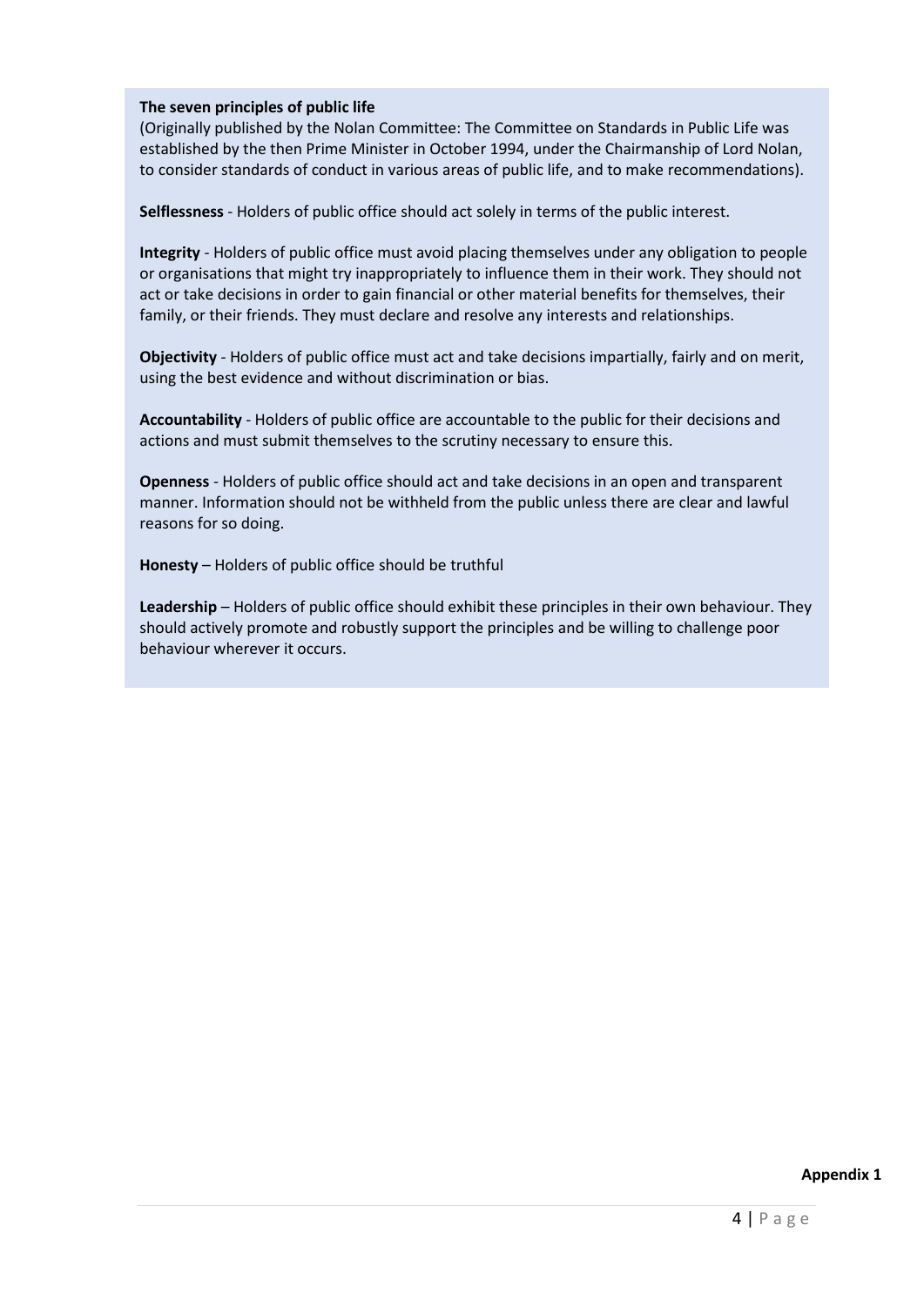**The seven principles of public life**

(Originally published by the Nolan Committee: The Committee on Standards in Public Life was established by the then Prime Minister in October 1994, under the Chairmanship of Lord Nolan, to consider standards of conduct in various areas of public life, and to make recommendations).

**Selflessness** - Holders of public office should act solely in terms of the public interest.

**Integrity** - Holders of public office must avoid placing themselves under any obligation to people or organisations that might try inappropriately to influence them in their work. They should not act or take decisions in order to gain financial or other material benefits for themselves, their family, or their friends. They must declare and resolve any interests and relationships.

**Objectivity** - Holders of public office must act and take decisions impartially, fairly and on merit, using the best evidence and without discrimination or bias.

**Accountability** - Holders of public office are accountable to the public for their decisions and actions and must submit themselves to the scrutiny necessary to ensure this.

**Openness** - Holders of public office should act and take decisions in an open and transparent manner. Information should not be withheld from the public unless there are clear and lawful reasons for so doing.

**Honesty** – Holders of public office should be truthful

**Leadership** – Holders of public office should exhibit these principles in their own behaviour. They should actively promote and robustly support the principles and be willing to challenge poor behaviour wherever it occurs.

**Appendix 1**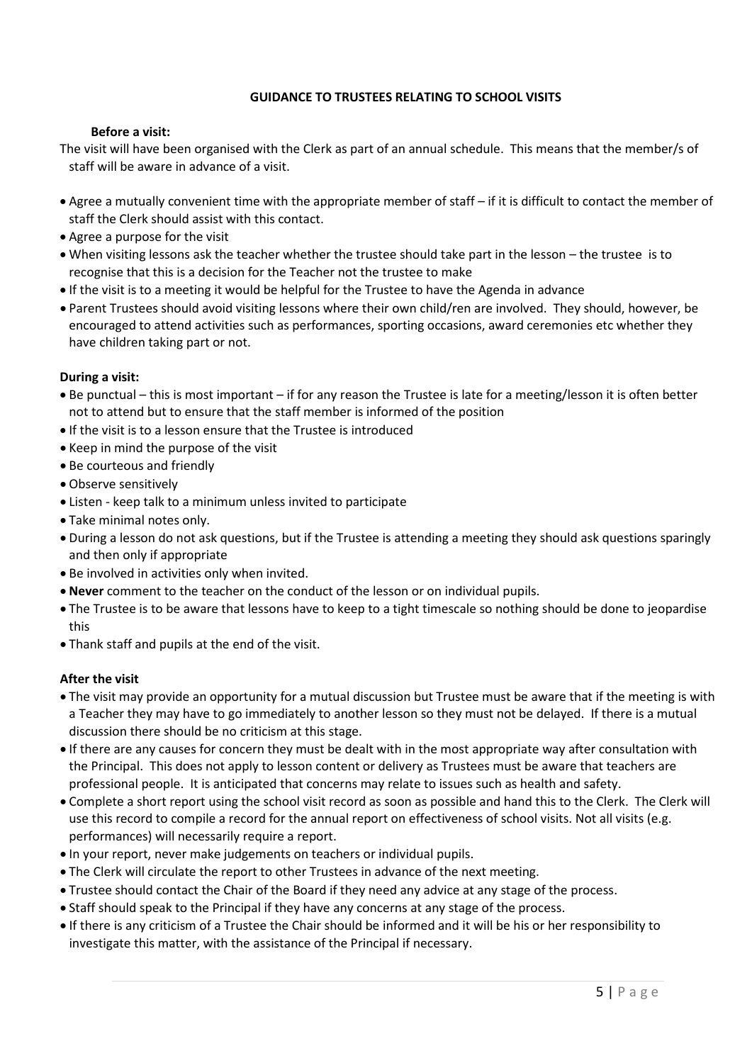## GUIDANCE TO TRUSTEES RELATING TO SCHOOL VISITS

**Before a visit:**

The visit will have been organised with the Clerk as part of an annual schedule. This means that the member/s of staff will be aware in advance of a visit.

- Agree a mutually convenient time with the appropriate member of staff – if it is difficult to contact the member of staff the Clerk should assist with this contact.
- Agree a purpose for the visit
- When visiting lessons ask the teacher whether the trustee should take part in the lesson – the trustee is to recognise that this is a decision for the Teacher not the trustee to make
- If the visit is to a meeting it would be helpful for the Trustee to have the Agenda in advance
- Parent Trustees should avoid visiting lessons where their own child/ren are involved. They should, however, be encouraged to attend activities such as performances, sporting occasions, award ceremonies etc whether they have children taking part or not.

**During a visit:**

- Be punctual – this is most important – if for any reason the Trustee is late for a meeting/lesson it is often better not to attend but to ensure that the staff member is informed of the position
- If the visit is to a lesson ensure that the Trustee is introduced
- Keep in mind the purpose of the visit
- Be courteous and friendly
- Observe sensitively
- Listen - keep talk to a minimum unless invited to participate
- Take minimal notes only.
- During a lesson do not ask questions, but if the Trustee is attending a meeting they should ask questions sparingly and then only if appropriate
- Be involved in activities only when invited.
- **Never** comment to the teacher on the conduct of the lesson or on individual pupils.
- The Trustee is to be aware that lessons have to keep to a tight timescale so nothing should be done to jeopardise this
- Thank staff and pupils at the end of the visit.

**After the visit**

- The visit may provide an opportunity for a mutual discussion but Trustee must be aware that if the meeting is with a Teacher they may have to go immediately to another lesson so they must not be delayed. If there is a mutual discussion there should be no criticism at this stage.
- If there are any causes for concern they must be dealt with in the most appropriate way after consultation with the Principal. This does not apply to lesson content or delivery as Trustees must be aware that teachers are professional people. It is anticipated that concerns may relate to issues such as health and safety.
- Complete a short report using the school visit record as soon as possible and hand this to the Clerk. The Clerk will use this record to compile a record for the annual report on effectiveness of school visits. Not all visits (e.g. performances) will necessarily require a report.
- In your report, never make judgements on teachers or individual pupils.
- The Clerk will circulate the report to other Trustees in advance of the next meeting.
- Trustee should contact the Chair of the Board if they need any advice at any stage of the process.
- Staff should speak to the Principal if they have any concerns at any stage of the process.
- If there is any criticism of a Trustee the Chair should be informed and it will be his or her responsibility to investigate this matter, with the assistance of the Principal if necessary.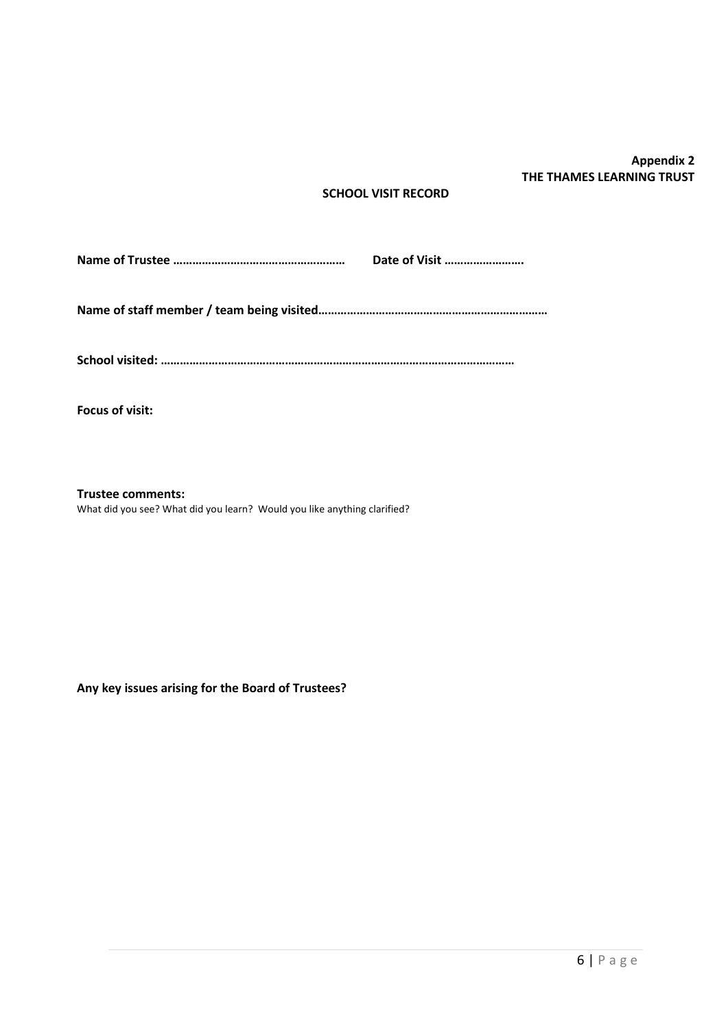**Appendix 2**
**THE THAMES LEARNING TRUST**

**SCHOOL VISIT RECORD**

**Name of Trustee ………………………………………………  Date of Visit …………………….**

**Name of staff member / team being visited………………………………………………………………**

**School visited: ……………………………………………………………………………………………**

**Focus of visit:**

**Trustee comments:**
What did you see? What did you learn? Would you like anything clarified?

**Any key issues arising for the Board of Trustees?**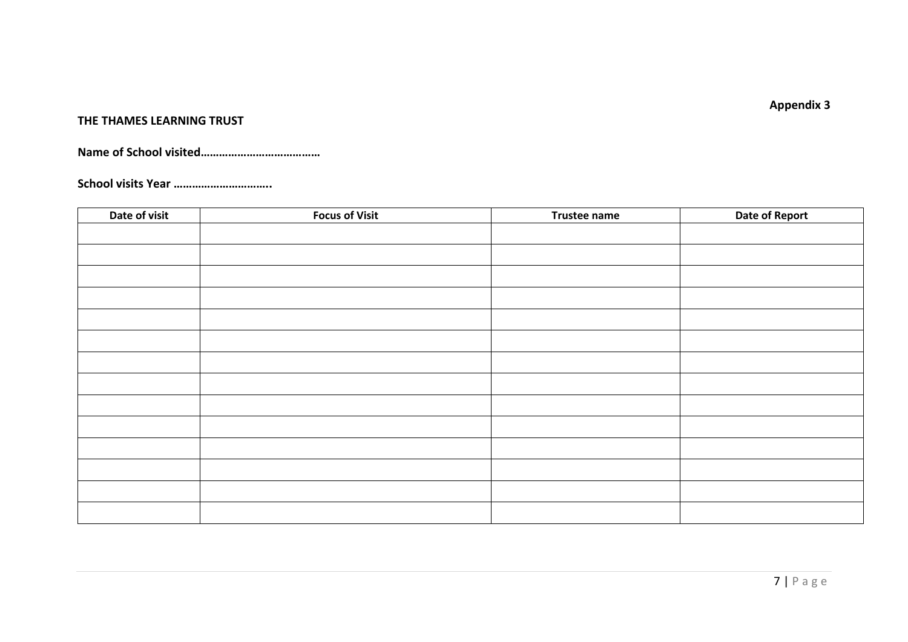**Appendix 3**

**THE THAMES LEARNING TRUST**

**Name of School visited……………………………….**

**School visits Year …………………………..**

| Date of visit | Focus of Visit | Trustee name | Date of Report |
|---|---|---|---|
| | | | |
| | | | |
| | | | |
| | | | |
| | | | |
| | | | |
| | | | |
| | | | |
| | | | |
| | | | |
| | | | |
| | | | |
| | | | |
| | | | |